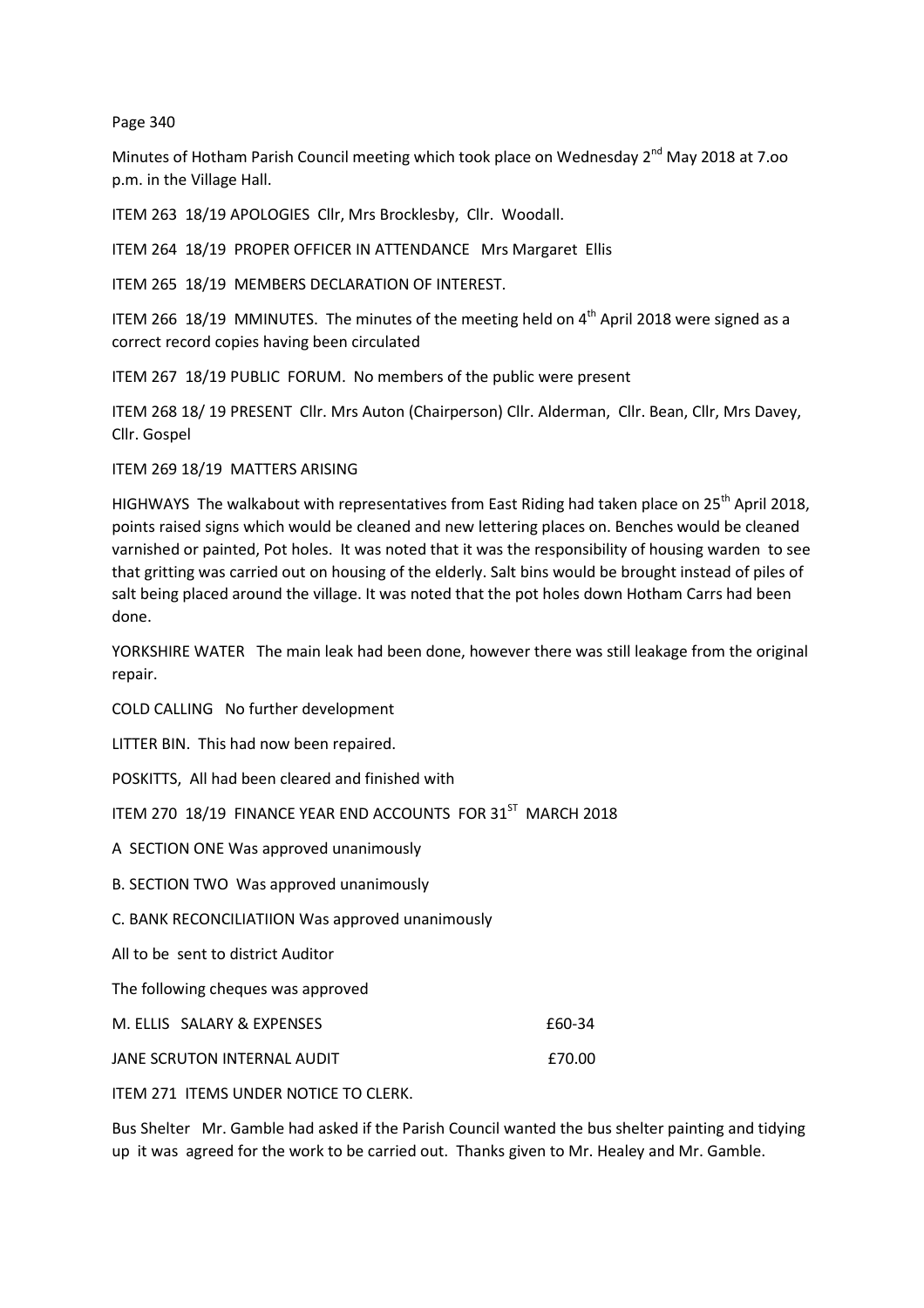Minutes of Hotham Parish Council meeting which took place on Wednesday 2nd May 2018 at 7.oo p.m. in the Village Hall.

ITEM 263 18/19 APOLOGIES Cllr, Mrs Brocklesby, Cllr. Woodall.

ITEM 264 18/19 PROPER OFFICER IN ATTENDANCE Mrs Margaret Ellis

ITEM 265 18/19 MEMBERS DECLARATION OF INTEREST.

ITEM 266 18/19 MMINUTES. The minutes of the meeting held on 4th April 2018 were signed as a correct record copies having been circulated

ITEM 267 18/19 PUBLIC FORUM. No members of the public were present

ITEM 268 18/ 19 PRESENT Cllr. Mrs Auton (Chairperson) Cllr. Alderman, Cllr. Bean, Cllr, Mrs Davey, Cllr. Gospel

ITEM 269 18/19 MATTERS ARISING

HIGHWAYS The walkabout with representatives from East Riding had taken place on 25th April 2018, points raised signs which would be cleaned and new lettering places on. Benches would be cleaned varnished or painted, Pot holes. It was noted that it was the responsibility of housing warden to see that gritting was carried out on housing of the elderly. Salt bins would be brought instead of piles of salt being placed around the village. It was noted that the pot holes down Hotham Carrs had been done.

YORKSHIRE WATER The main leak had been done, however there was still leakage from the original repair.

COLD CALLING No further development

LITTER BIN. This had now been repaired.

POSKITTS, All had been cleared and finished with

ITEM 270 18/19 FINANCE YEAR END ACCOUNTS FOR 31ST MARCH 2018

A SECTION ONE Was approved unanimously

B. SECTION TWO Was approved unanimously

C. BANK RECONCILIATIION Was approved unanimously

All to be sent to district Auditor

The following cheques was approved

| | |
|---|---|
| M. ELLIS SALARY & EXPENSES | £60-34 |
| JANE SCRUTON INTERNAL AUDIT | £70.00 |

ITEM 271 ITEMS UNDER NOTICE TO CLERK.

Bus Shelter Mr. Gamble had asked if the Parish Council wanted the bus shelter painting and tidying up it was agreed for the work to be carried out. Thanks given to Mr. Healey and Mr. Gamble.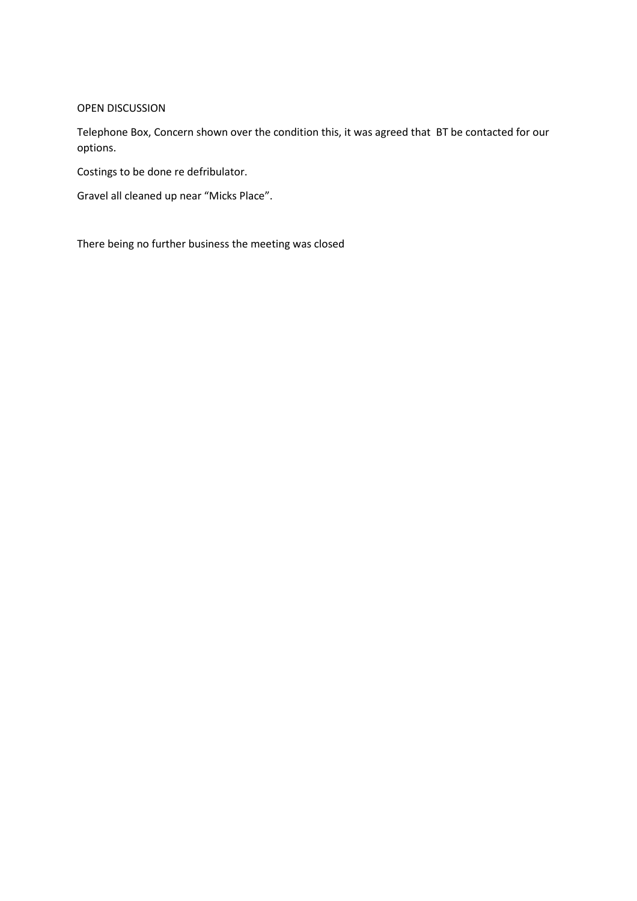OPEN DISCUSSION

Telephone Box, Concern shown over the condition this, it was agreed that BT be contacted for our options.

Costings to be done re defribulator.

Gravel all cleaned up near "Micks Place".

There being no further business the meeting was closed